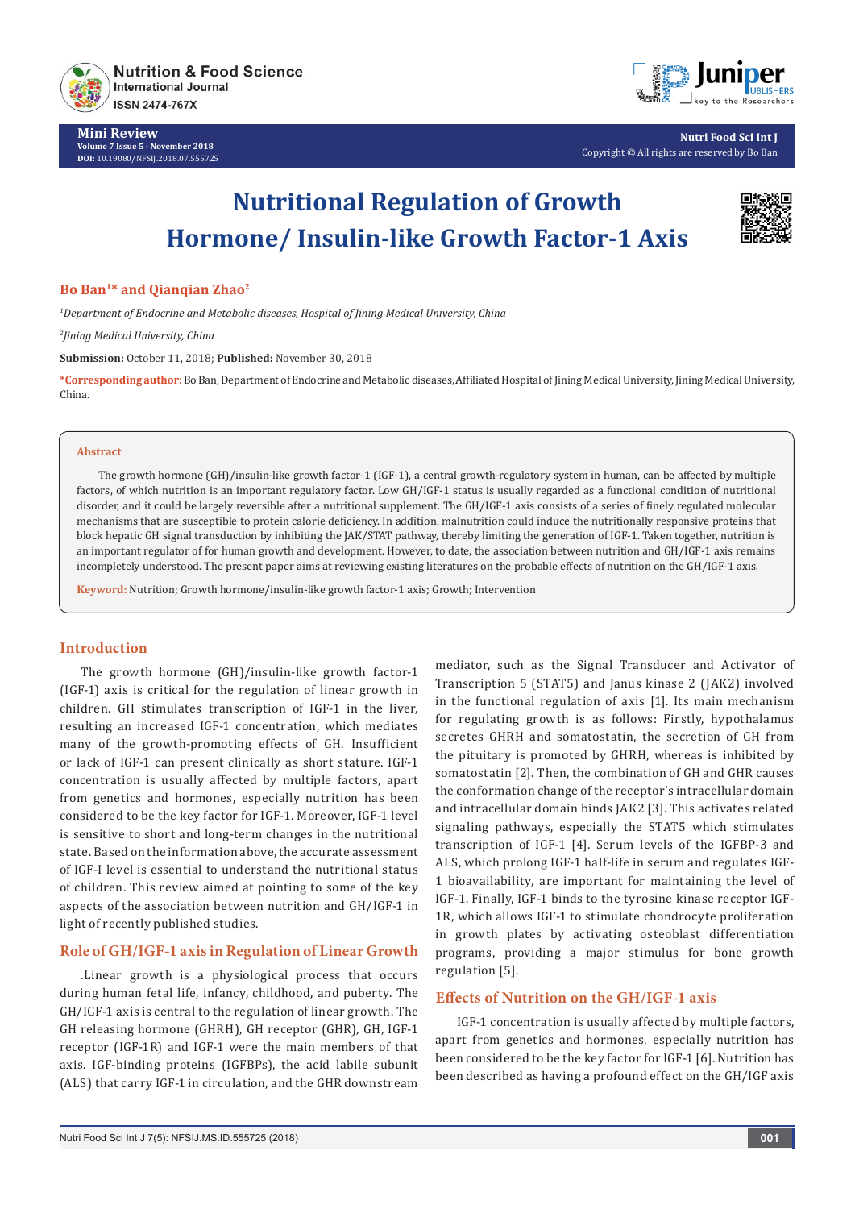Mini Review

# Nutritional Regulation of Growth Hormone/ Insulin-like Growth Factor-1 Axis

**Bo Ban[1]* and Qianqian Zhao[2]**

*[1]Department of Endocrine and Metabolic diseases, Hospital of Jining Medical University, China*

*[2]Jining Medical University, China*

**Submission:** October 11, 2018; **Published:** November 30, 2018

***Corresponding author:** Bo Ban, Department of Endocrine and Metabolic diseases, Affiliated Hospital of Jining Medical University, Jining Medical University, China.

**Abstract**

The growth hormone (GH)/insulin-like growth factor-1 (IGF-1), a central growth-regulatory system in human, can be affected by multiple factors, of which nutrition is an important regulatory factor. Low GH/IGF-1 status is usually regarded as a functional condition of nutritional disorder, and it could be largely reversible after a nutritional supplement. The GH/IGF-1 axis consists of a series of finely regulated molecular mechanisms that are susceptible to protein calorie deficiency. In addition, malnutrition could induce the nutritionally responsive proteins that block hepatic GH signal transduction by inhibiting the JAK/STAT pathway, thereby limiting the generation of IGF-1. Taken together, nutrition is an important regulator of for human growth and development. However, to date, the association between nutrition and GH/IGF-1 axis remains incompletely understood. The present paper aims at reviewing existing literatures on the probable effects of nutrition on the GH/IGF-1 axis.

**Keyword:** Nutrition; Growth hormone/insulin-like growth factor-1 axis; Growth; Intervention

## Introduction

The growth hormone (GH)/insulin-like growth factor-1 (IGF-1) axis is critical for the regulation of linear growth in children. GH stimulates transcription of IGF-1 in the liver, resulting an increased IGF-1 concentration, which mediates many of the growth-promoting effects of GH. Insufficient or lack of IGF-1 can present clinically as short stature. IGF-1 concentration is usually affected by multiple factors, apart from genetics and hormones, especially nutrition has been considered to be the key factor for IGF-1. Moreover, IGF-1 level is sensitive to short and long-term changes in the nutritional state. Based on the information above, the accurate assessment of IGF-I level is essential to understand the nutritional status of children. This review aimed at pointing to some of the key aspects of the association between nutrition and GH/IGF-1 in light of recently published studies.

## Role of GH/IGF-1 axis in Regulation of Linear Growth

.Linear growth is a physiological process that occurs during human fetal life, infancy, childhood, and puberty. The GH/IGF-1 axis is central to the regulation of linear growth. The GH releasing hormone (GHRH), GH receptor (GHR), GH, IGF-1 receptor (IGF-1R) and IGF-1 were the main members of that axis. IGF-binding proteins (IGFBPs), the acid labile subunit (ALS) that carry IGF-1 in circulation, and the GHR downstream mediator, such as the Signal Transducer and Activator of Transcription 5 (STAT5) and Janus kinase 2 (JAK2) involved in the functional regulation of axis [1]. Its main mechanism for regulating growth is as follows: Firstly, hypothalamus secretes GHRH and somatostatin, the secretion of GH from the pituitary is promoted by GHRH, whereas is inhibited by somatostatin [2]. Then, the combination of GH and GHR causes the conformation change of the receptor's intracellular domain and intracellular domain binds JAK2 [3]. This activates related signaling pathways, especially the STAT5 which stimulates transcription of IGF-1 [4]. Serum levels of the IGFBP-3 and ALS, which prolong IGF-1 half-life in serum and regulates IGF-1 bioavailability, are important for maintaining the level of IGF-1. Finally, IGF-1 binds to the tyrosine kinase receptor IGF-1R, which allows IGF-1 to stimulate chondrocyte proliferation in growth plates by activating osteoblast differentiation programs, providing a major stimulus for bone growth regulation [5].

## Effects of Nutrition on the GH/IGF-1 axis

IGF-1 concentration is usually affected by multiple factors, apart from genetics and hormones, especially nutrition has been considered to be the key factor for IGF-1 [6]. Nutrition has been described as having a profound effect on the GH/IGF axis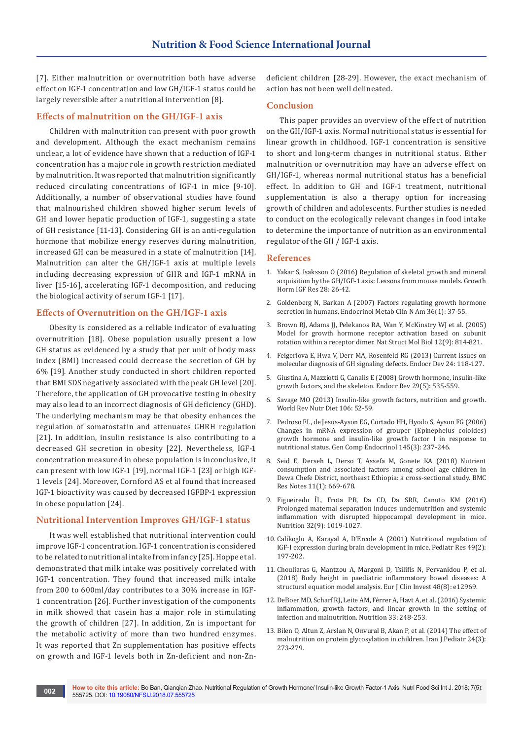[7]. Either malnutrition or overnutrition both have adverse effect on IGF-1 concentration and low GH/IGF-1 status could be largely reversible after a nutritional intervention [8].

## Effects of malnutrition on the GH/IGF-1 axis

Children with malnutrition can present with poor growth and development. Although the exact mechanism remains unclear, a lot of evidence have shown that a reduction of IGF-1 concentration has a major role in growth restriction mediated by malnutrition. It was reported that malnutrition significantly reduced circulating concentrations of IGF-1 in mice [9-10]. Additionally, a number of observational studies have found that malnourished children showed higher serum levels of GH and lower hepatic production of IGF-1, suggesting a state of GH resistance [11-13]. Considering GH is an anti-regulation hormone that mobilize energy reserves during malnutrition, increased GH can be measured in a state of malnutrition [14]. Malnutrition can alter the GH/IGF-1 axis at multiple levels including decreasing expression of GHR and IGF-1 mRNA in liver [15-16], accelerating IGF-1 decomposition, and reducing the biological activity of serum IGF-1 [17].

## Effects of Overnutrition on the GH/IGF-1 axis

Obesity is considered as a reliable indicator of evaluating overnutrition [18]. Obese population usually present a low GH status as evidenced by a study that per unit of body mass index (BMI) increased could decrease the secretion of GH by 6% [19]. Another study conducted in short children reported that BMI SDS negatively associated with the peak GH level [20]. Therefore, the application of GH provocative testing in obesity may also lead to an incorrect diagnosis of GH deficiency (GHD). The underlying mechanism may be that obesity enhances the regulation of somatostatin and attenuates GHRH regulation [21]. In addition, insulin resistance is also contributing to a decreased GH secretion in obesity [22]. Nevertheless, IGF-1 concentration measured in obese population is inconclusive, it can present with low IGF-1 [19], normal IGF-1 [23] or high IGF-1 levels [24]. Moreover, Cornford AS et al found that increased IGF-1 bioactivity was caused by decreased IGFBP-1 expression in obese population [24].

## Nutritional Intervention Improves GH/IGF-1 status

It was well established that nutritional intervention could improve IGF-1 concentration. IGF-1 concentration is considered to be related to nutritional intake from infancy [25]. Hoppe et al. demonstrated that milk intake was positively correlated with IGF-1 concentration. They found that increased milk intake from 200 to 600ml/day contributes to a 30% increase in IGF-1 concentration [26]. Further investigation of the components in milk showed that casein has a major role in stimulating the growth of children [27]. In addition, Zn is important for the metabolic activity of more than two hundred enzymes. It was reported that Zn supplementation has positive effects on growth and IGF-1 levels both in Zn-deficient and non-Zn-deficient children [28-29]. However, the exact mechanism of action has not been well delineated.

## Conclusion

This paper provides an overview of the effect of nutrition on the GH/IGF-1 axis. Normal nutritional status is essential for linear growth in childhood. IGF-1 concentration is sensitive to short and long-term changes in nutritional status. Either malnutrition or overnutrition may have an adverse effect on GH/IGF-1, whereas normal nutritional status has a beneficial effect. In addition to GH and IGF-1 treatment, nutritional supplementation is also a therapy option for increasing growth of children and adolescents. Further studies is needed to conduct on the ecologically relevant changes in food intake to determine the importance of nutrition as an environmental regulator of the GH / IGF-1 axis.

## References

1. Yakar S, Isaksson O (2016) Regulation of skeletal growth and mineral acquisition by the GH/IGF-1 axis: Lessons from mouse models. Growth Horm IGF Res 28: 26-42.
2. Goldenberg N, Barkan A (2007) Factors regulating growth hormone secretion in humans. Endocrinol Metab Clin N Am 36(1): 37-55.
3. Brown RJ, Adams JJ, Pelekanos RA, Wan Y, McKinstry WJ et al. (2005) Model for growth hormone receptor activation based on subunit rotation within a receptor dimer. Nat Struct Mol Biol 12(9): 814-821.
4. Feigerlova E, Hwa V, Derr MA, Rosenfeld RG (2013) Current issues on molecular diagnosis of GH signaling defects. Endocr Dev 24: 118-127.
5. Giustina A, Mazziotti G, Canalis E (2008) Growth hormone, insulin-like growth factors, and the skeleton. Endocr Rev 29(5): 535-559.
6. Savage MO (2013) Insulin-like growth factors, nutrition and growth. World Rev Nutr Diet 106: 52-59.
7. Pedroso FL, de Jesus-Ayson EG, Cortado HH, Hyodo S, Ayson FG (2006) Changes in mRNA expression of grouper (Epinephelus coioides) growth hormone and insulin-like growth factor I in response to nutritional status. Gen Comp Endocrinol 145(3): 237-246.
8. Seid E, Derseh L, Derso T, Assefa M, Gonete KA (2018) Nutrient consumption and associated factors among school age children in Dewa Chefe District, northeast Ethiopia: a cross-sectional study. BMC Res Notes 11(1): 669-678.
9. Figueiredo ÍL, Frota PB, Da CD, Da SRR, Canuto KM (2016) Prolonged maternal separation induces undernutrition and systemic inflammation with disrupted hippocampal development in mice. Nutrition 32(9): 1019-1027.
10. Calikoglu A, Karayal A, D'Ercole A (2001) Nutritional regulation of IGF-I expression during brain development in mice. Pediatr Res 49(2): 197-202.
11. Chouliaras G, Mantzou A, Margoni D, Tsilifis N, Pervanidou P, et al. (2018) Body height in paediatric inflammatory bowel diseases: A structural equation model analysis. Eur J Clin Invest 48(8): e12969.
12. DeBoer MD, Scharf RJ, Leite AM, Férrer A, Havt A, et al. (2016) Systemic inflammation, growth factors, and linear growth in the setting of infection and malnutrition. Nutrition 33: 248-253.
13. Bilen O, Altun Z, Arslan N, Onvural B, Akan P, et al. (2014) The effect of malnutrition on protein glycosylation in children. Iran J Pediatr 24(3): 273-279.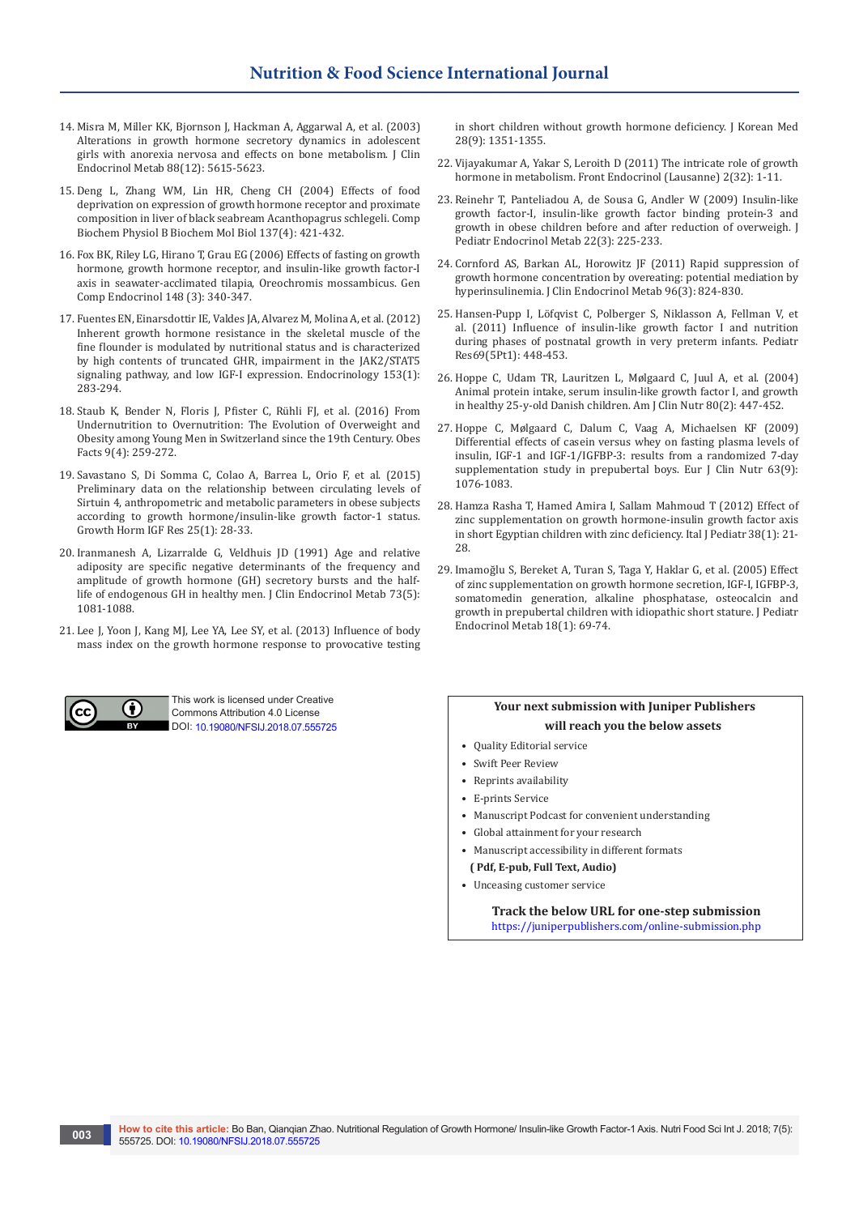14. Misra M, Miller KK, Bjornson J, Hackman A, Aggarwal A, et al. (2003) Alterations in growth hormone secretory dynamics in adolescent girls with anorexia nervosa and effects on bone metabolism. J Clin Endocrinol Metab 88(12): 5615-5623.
15. Deng L, Zhang WM, Lin HR, Cheng CH (2004) Effects of food deprivation on expression of growth hormone receptor and proximate composition in liver of black seabream Acanthopagrus schlegeli. Comp Biochem Physiol B Biochem Mol Biol 137(4): 421-432.
16. Fox BK, Riley LG, Hirano T, Grau EG (2006) Effects of fasting on growth hormone, growth hormone receptor, and insulin-like growth factor-I axis in seawater-acclimated tilapia, Oreochromis mossambicus. Gen Comp Endocrinol 148 (3): 340-347.
17. Fuentes EN, Einarsdottir IE, Valdes JA, Alvarez M, Molina A, et al. (2012) Inherent growth hormone resistance in the skeletal muscle of the fine flounder is modulated by nutritional status and is characterized by high contents of truncated GHR, impairment in the JAK2/STAT5 signaling pathway, and low IGF-I expression. Endocrinology 153(1): 283-294.
18. Staub K, Bender N, Floris J, Pfister C, Rühli FJ, et al. (2016) From Undernutrition to Overnutrition: The Evolution of Overweight and Obesity among Young Men in Switzerland since the 19th Century. Obes Facts 9(4): 259-272.
19. Savastano S, Di Somma C, Colao A, Barrea L, Orio F, et al. (2015) Preliminary data on the relationship between circulating levels of Sirtuin 4, anthropometric and metabolic parameters in obese subjects according to growth hormone/insulin-like growth factor-1 status. Growth Horm IGF Res 25(1): 28-33.
20. Iranmanesh A, Lizarralde G, Veldhuis JD (1991) Age and relative adiposity are specific negative determinants of the frequency and amplitude of growth hormone (GH) secretory bursts and the half-life of endogenous GH in healthy men. J Clin Endocrinol Metab 73(5): 1081-1088.
21. Lee J, Yoon J, Kang MJ, Lee YA, Lee SY, et al. (2013) Influence of body mass index on the growth hormone response to provocative testing in short children without growth hormone deficiency. J Korean Med 28(9): 1351-1355.
22. Vijayakumar A, Yakar S, Leroith D (2011) The intricate role of growth hormone in metabolism. Front Endocrinol (Lausanne) 2(32): 1-11.
23. Reinehr T, Panteliadou A, de Sousa G, Andler W (2009) Insulin-like growth factor-I, insulin-like growth factor binding protein-3 and growth in obese children before and after reduction of overweigh. J Pediatr Endocrinol Metab 22(3): 225-233.
24. Cornford AS, Barkan AL, Horowitz JF (2011) Rapid suppression of growth hormone concentration by overeating: potential mediation by hyperinsulinemia. J Clin Endocrinol Metab 96(3): 824-830.
25. Hansen-Pupp I, Löfqvist C, Polberger S, Niklasson A, Fellman V, et al. (2011) Influence of insulin-like growth factor I and nutrition during phases of postnatal growth in very preterm infants. Pediatr Res69(5Pt1): 448-453.
26. Hoppe C, Udam TR, Lauritzen L, Mølgaard C, Juul A, et al. (2004) Animal protein intake, serum insulin-like growth factor I, and growth in healthy 25-y-old Danish children. Am J Clin Nutr 80(2): 447-452.
27. Hoppe C, Mølgaard C, Dalum C, Vaag A, Michaelsen KF (2009) Differential effects of casein versus whey on fasting plasma levels of insulin, IGF-1 and IGF-1/IGFBP-3: results from a randomized 7-day supplementation study in prepubertal boys. Eur J Clin Nutr 63(9): 1076-1083.
28. Hamza Rasha T, Hamed Amira I, Sallam Mahmoud T (2012) Effect of zinc supplementation on growth hormone-insulin growth factor axis in short Egyptian children with zinc deficiency. Ital J Pediatr 38(1): 21-28.
29. Imamoğlu S, Bereket A, Turan S, Taga Y, Haklar G, et al. (2005) Effect of zinc supplementation on growth hormone secretion, IGF-I, IGFBP-3, somatomedin generation, alkaline phosphatase, osteocalcin and growth in prepubertal children with idiopathic short stature. J Pediatr Endocrinol Metab 18(1): 69-74.

This work is licensed under Creative Commons Attribution 4.0 License
DOI: 10.19080/NFSIJ.2018.07.555725

**Your next submission with Juniper Publishers will reach you the below assets**

- Quality Editorial service
- Swift Peer Review
- Reprints availability
- E-prints Service
- Manuscript Podcast for convenient understanding
- Global attainment for your research
- Manuscript accessibility in different formats
  **( Pdf, E-pub, Full Text, Audio)**
- Unceasing customer service

**Track the below URL for one-step submission**
https://juniperpublishers.com/online-submission.php

**How to cite this article:** Bo Ban, Qianqian Zhao. Nutritional Regulation of Growth Hormone/ Insulin-like Growth Factor-1 Axis. Nutri Food Sci Int J. 2018; 7(5): 555725. DOI: 10.19080/NFSIJ.2018.07.555725